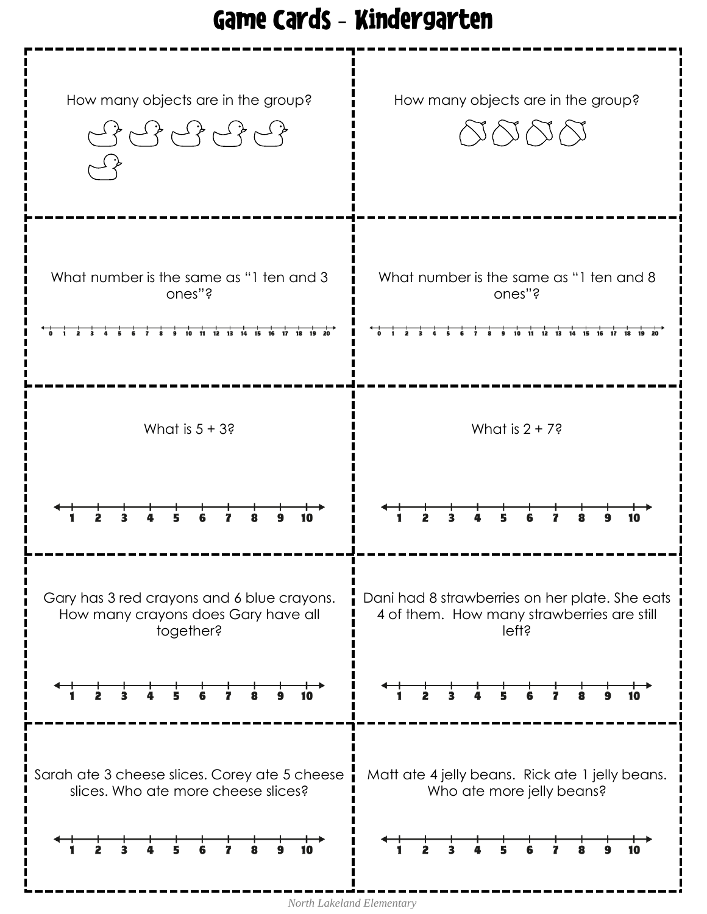# Game Cards - Kindergarten

How many objects are in the group?

How many objects are in the group?

What number is the same as "1 ten and 3 ones"?

0 1 2 3 4 5 6 7 8 9 10 11 12 13 14 15 16 17 18 19 20

What number is the same as "1 ten and 8 ones"?

0 1 2 3 4 5 6 7 8 9 10 11 12 13 14 15 16 17 18 19 20

What is 5 + 3?

1 2 3 4 5 6 7 8 9 10

What is 2 + 7?

1 2 3 4 5 6 7 8 9 10

Gary has 3 red crayons and 6 blue crayons. How many crayons does Gary have all together?

1 2 3 4 5 6 7 8 9 10

Dani had 8 strawberries on her plate. She eats 4 of them. How many strawberries are still left?

1 2 3 4 5 6 7 8 9 10

Sarah ate 3 cheese slices. Corey ate 5 cheese slices. Who ate more cheese slices?

1 2 3 4 5 6 7 8 9 10

Matt ate 4 jelly beans. Rick ate 1 jelly beans. Who ate more jelly beans?

1 2 3 4 5 6 7 8 9 10

North Lakeland Elementary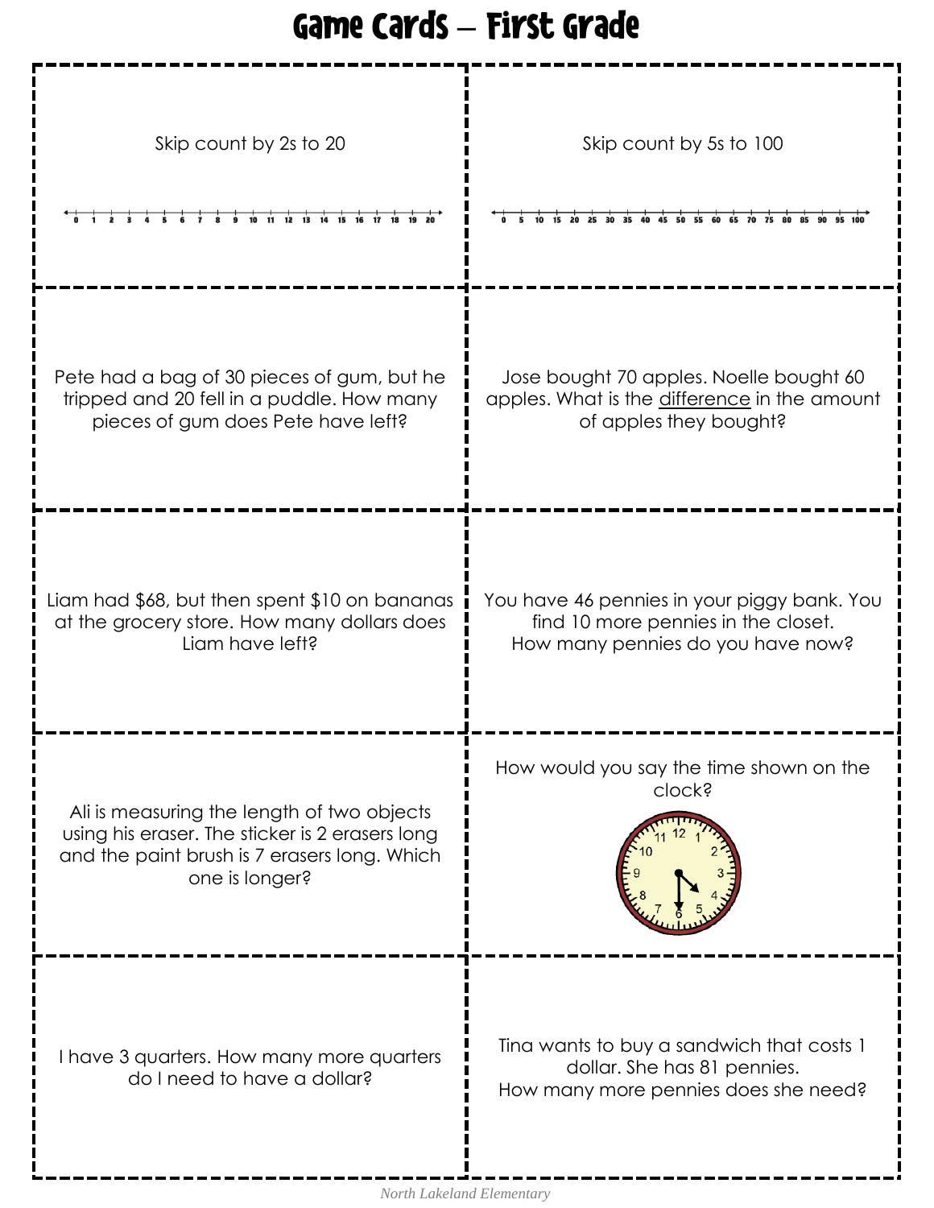# Game Cards – First Grade

Skip count by 2s to 20

0 1 2 3 4 5 6 7 8 9 10 11 12 13 14 15 16 17 18 19 20

Skip count by 5s to 100

0 5 10 15 20 25 30 35 40 45 50 55 60 65 70 75 80 85 90 95 100

---

Pete had a bag of 30 pieces of gum, but he tripped and 20 fell in a puddle. How many pieces of gum does Pete have left?

Jose bought 70 apples. Noelle bought 60 apples. What is the difference in the amount of apples they bought?

---

Liam had $68, but then spent $10 on bananas at the grocery store. How many dollars does Liam have left?

You have 46 pennies in your piggy bank. You find 10 more pennies in the closet.
How many pennies do you have now?

---

Ali is measuring the length of two objects using his eraser. The sticker is 2 erasers long and the paint brush is 7 erasers long. Which one is longer?

How would you say the time shown on the clock?

---

I have 3 quarters. How many more quarters do I need to have a dollar?

Tina wants to buy a sandwich that costs 1 dollar. She has 81 pennies.
How many more pennies does she need?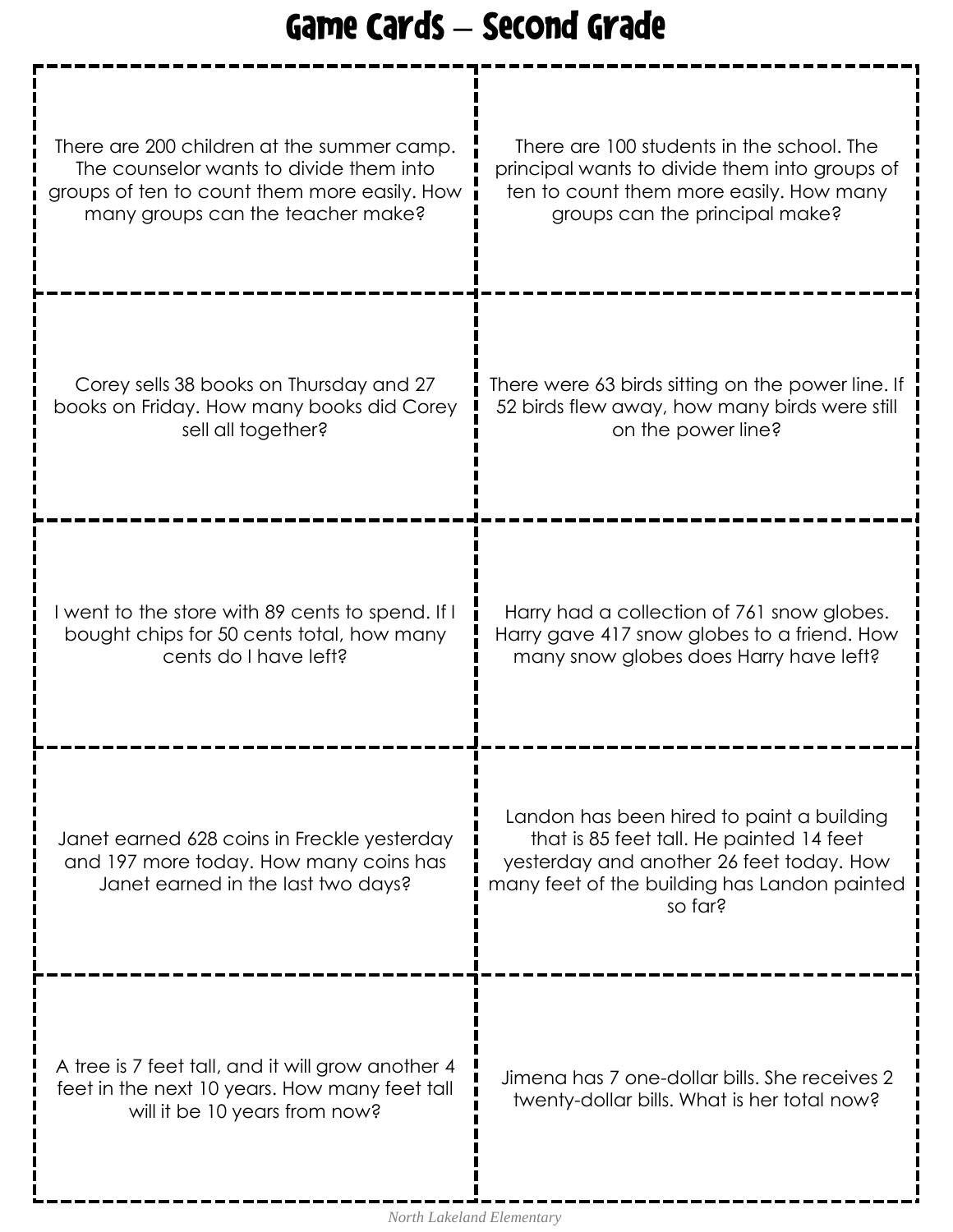# Game Cards – Second Grade

There are 200 children at the summer camp. The counselor wants to divide them into groups of ten to count them more easily. How many groups can the teacher make?

There are 100 students in the school. The principal wants to divide them into groups of ten to count them more easily. How many groups can the principal make?

Corey sells 38 books on Thursday and 27 books on Friday. How many books did Corey sell all together?

There were 63 birds sitting on the power line. If 52 birds flew away, how many birds were still on the power line?

I went to the store with 89 cents to spend. If I bought chips for 50 cents total, how many cents do I have left?

Harry had a collection of 761 snow globes. Harry gave 417 snow globes to a friend. How many snow globes does Harry have left?

Janet earned 628 coins in Freckle yesterday and 197 more today. How many coins has Janet earned in the last two days?

Landon has been hired to paint a building that is 85 feet tall. He painted 14 feet yesterday and another 26 feet today. How many feet of the building has Landon painted so far?

A tree is 7 feet tall, and it will grow another 4 feet in the next 10 years. How many feet tall will it be 10 years from now?

Jimena has 7 one-dollar bills. She receives 2 twenty-dollar bills. What is her total now?

North Lakeland Elementary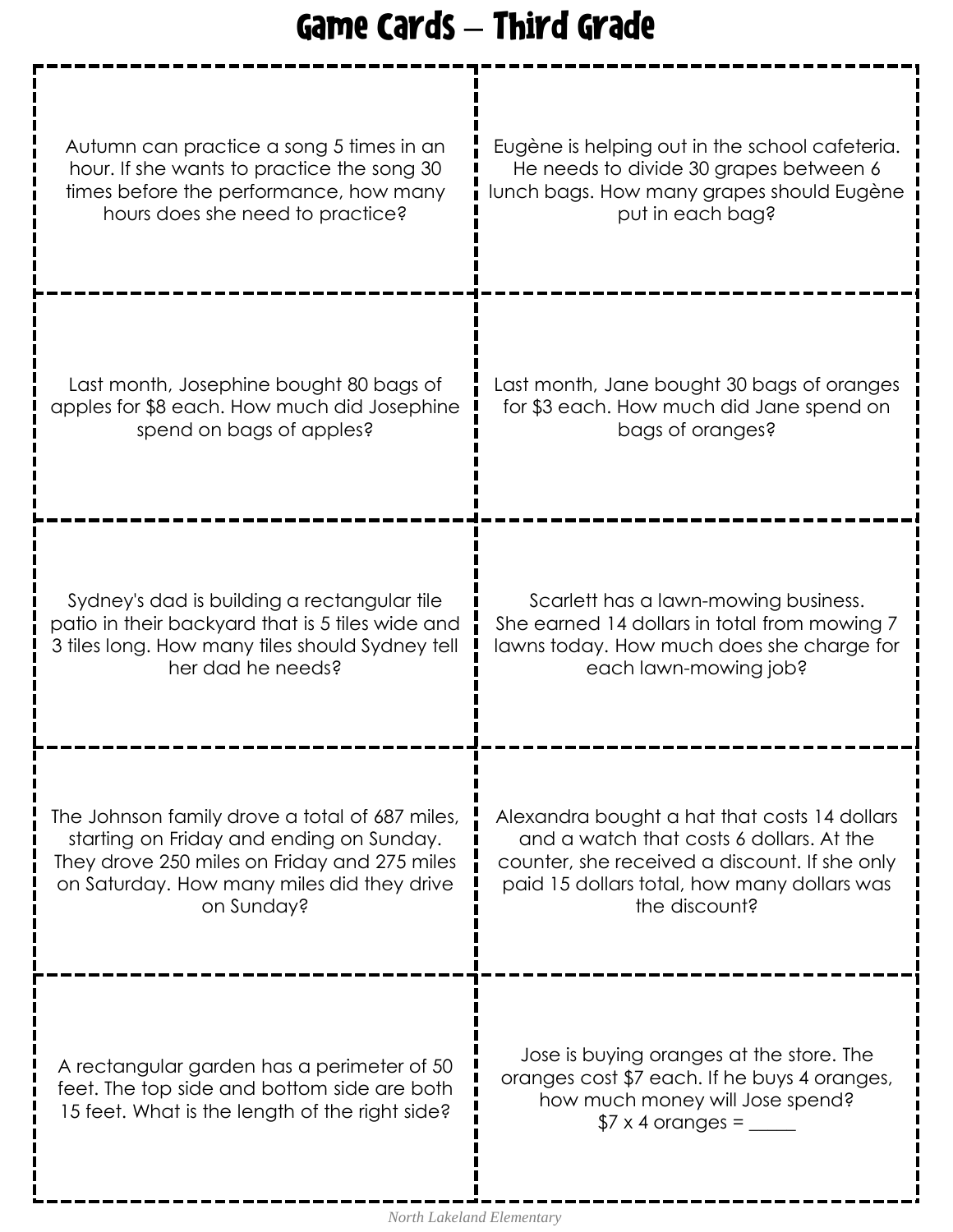# Game Cards – Third Grade

Autumn can practice a song 5 times in an hour. If she wants to practice the song 30 times before the performance, how many hours does she need to practice?

Eugène is helping out in the school cafeteria. He needs to divide 30 grapes between 6 lunch bags. How many grapes should Eugène put in each bag?

Last month, Josephine bought 80 bags of apples for $8 each. How much did Josephine spend on bags of apples?

Last month, Jane bought 30 bags of oranges for $3 each. How much did Jane spend on bags of oranges?

Sydney's dad is building a rectangular tile patio in their backyard that is 5 tiles wide and 3 tiles long. How many tiles should Sydney tell her dad he needs?

Scarlett has a lawn-mowing business. She earned 14 dollars in total from mowing 7 lawns today. How much does she charge for each lawn-mowing job?

The Johnson family drove a total of 687 miles, starting on Friday and ending on Sunday. They drove 250 miles on Friday and 275 miles on Saturday. How many miles did they drive on Sunday?

Alexandra bought a hat that costs 14 dollars and a watch that costs 6 dollars. At the counter, she received a discount. If she only paid 15 dollars total, how many dollars was the discount?

A rectangular garden has a perimeter of 50 feet. The top side and bottom side are both 15 feet. What is the length of the right side?

Jose is buying oranges at the store. The oranges cost $7 each. If he buys 4 oranges, how much money will Jose spend?
$7 x 4 oranges = _____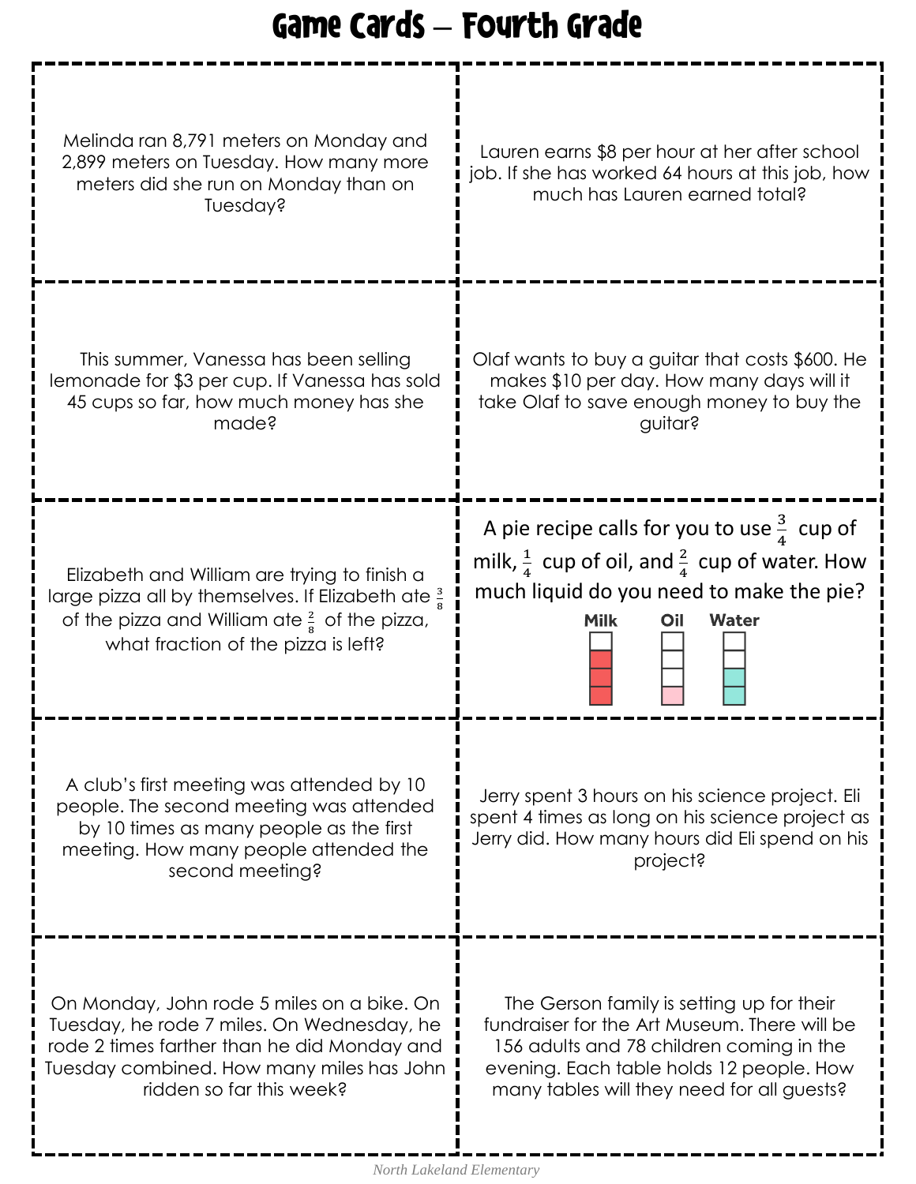# Game Cards – Fourth Grade

Melinda ran 8,791 meters on Monday and 2,899 meters on Tuesday. How many more meters did she run on Monday than on Tuesday?

Lauren earns $8 per hour at her after school job. If she has worked 64 hours at this job, how much has Lauren earned total?

This summer, Vanessa has been selling lemonade for $3 per cup. If Vanessa has sold 45 cups so far, how much money has she made?

Olaf wants to buy a guitar that costs $600. He makes $10 per day. How many days will it take Olaf to save enough money to buy the guitar?

Elizabeth and William are trying to finish a large pizza all by themselves. If Elizabeth ate $\frac{3}{8}$ of the pizza and William ate $\frac{2}{8}$ of the pizza, what fraction of the pizza is left?

A pie recipe calls for you to use $\frac{3}{4}$ cup of milk, $\frac{1}{4}$ cup of oil, and $\frac{2}{4}$ cup of water. How much liquid do you need to make the pie?

Milk Oil Water

A club's first meeting was attended by 10 people. The second meeting was attended by 10 times as many people as the first meeting. How many people attended the second meeting?

Jerry spent 3 hours on his science project. Eli spent 4 times as long on his science project as Jerry did. How many hours did Eli spend on his project?

On Monday, John rode 5 miles on a bike. On Tuesday, he rode 7 miles. On Wednesday, he rode 2 times farther than he did Monday and Tuesday combined. How many miles has John ridden so far this week?

The Gerson family is setting up for their fundraiser for the Art Museum. There will be 156 adults and 78 children coming in the evening. Each table holds 12 people. How many tables will they need for all guests?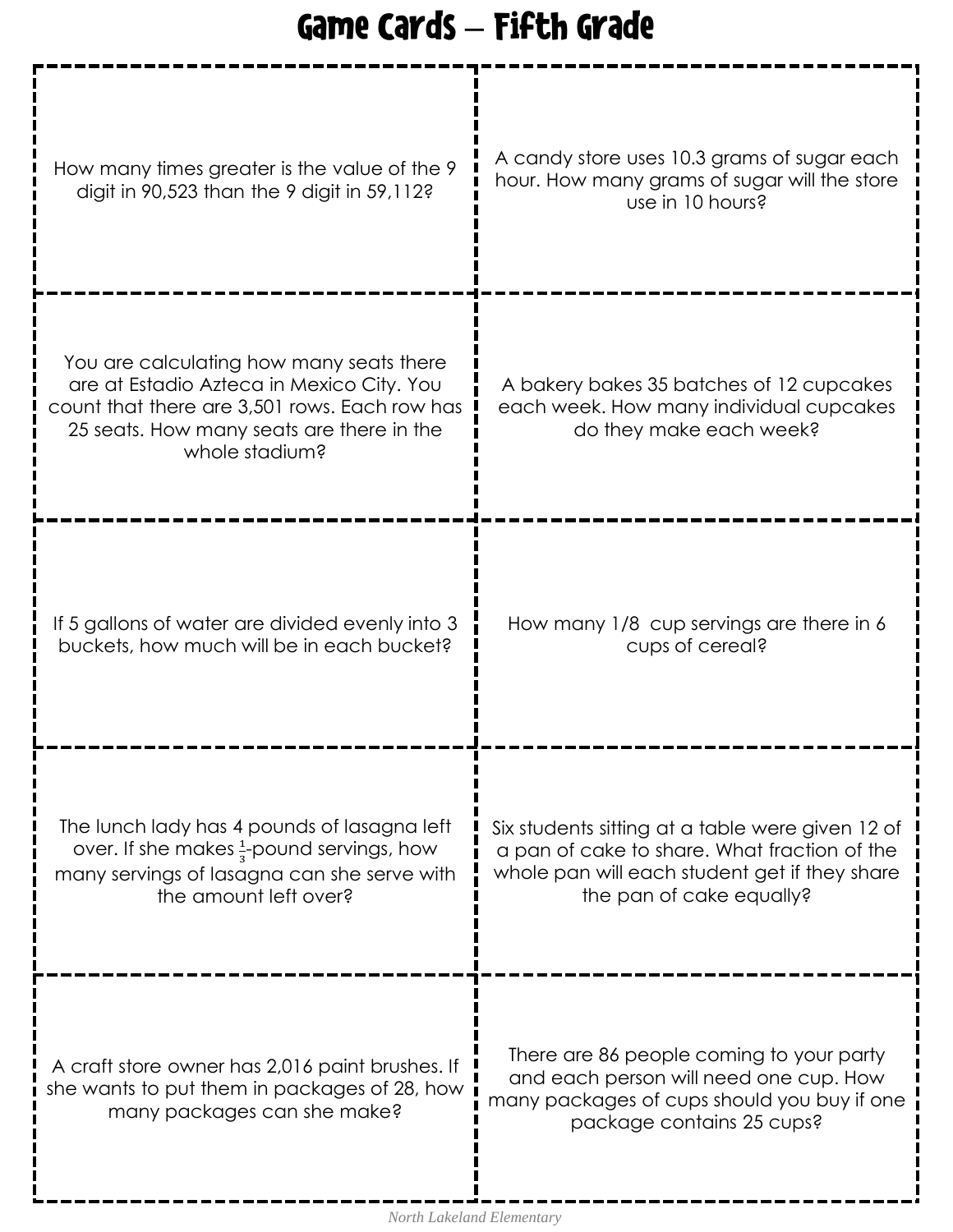# Game Cards – Fifth Grade

How many times greater is the value of the 9 digit in 90,523 than the 9 digit in 59,112?

A candy store uses 10.3 grams of sugar each hour. How many grams of sugar will the store use in 10 hours?

You are calculating how many seats there are at Estadio Azteca in Mexico City. You count that there are 3,501 rows. Each row has 25 seats. How many seats are there in the whole stadium?

A bakery bakes 35 batches of 12 cupcakes each week. How many individual cupcakes do they make each week?

If 5 gallons of water are divided evenly into 3 buckets, how much will be in each bucket?

How many 1/8 cup servings are there in 6 cups of cereal?

The lunch lady has 4 pounds of lasagna left over. If she makes $\frac{1}{3}$-pound servings, how many servings of lasagna can she serve with the amount left over?

Six students sitting at a table were given 12 of a pan of cake to share. What fraction of the whole pan will each student get if they share the pan of cake equally?

A craft store owner has 2,016 paint brushes. If she wants to put them in packages of 28, how many packages can she make?

There are 86 people coming to your party and each person will need one cup. How many packages of cups should you buy if one package contains 25 cups?